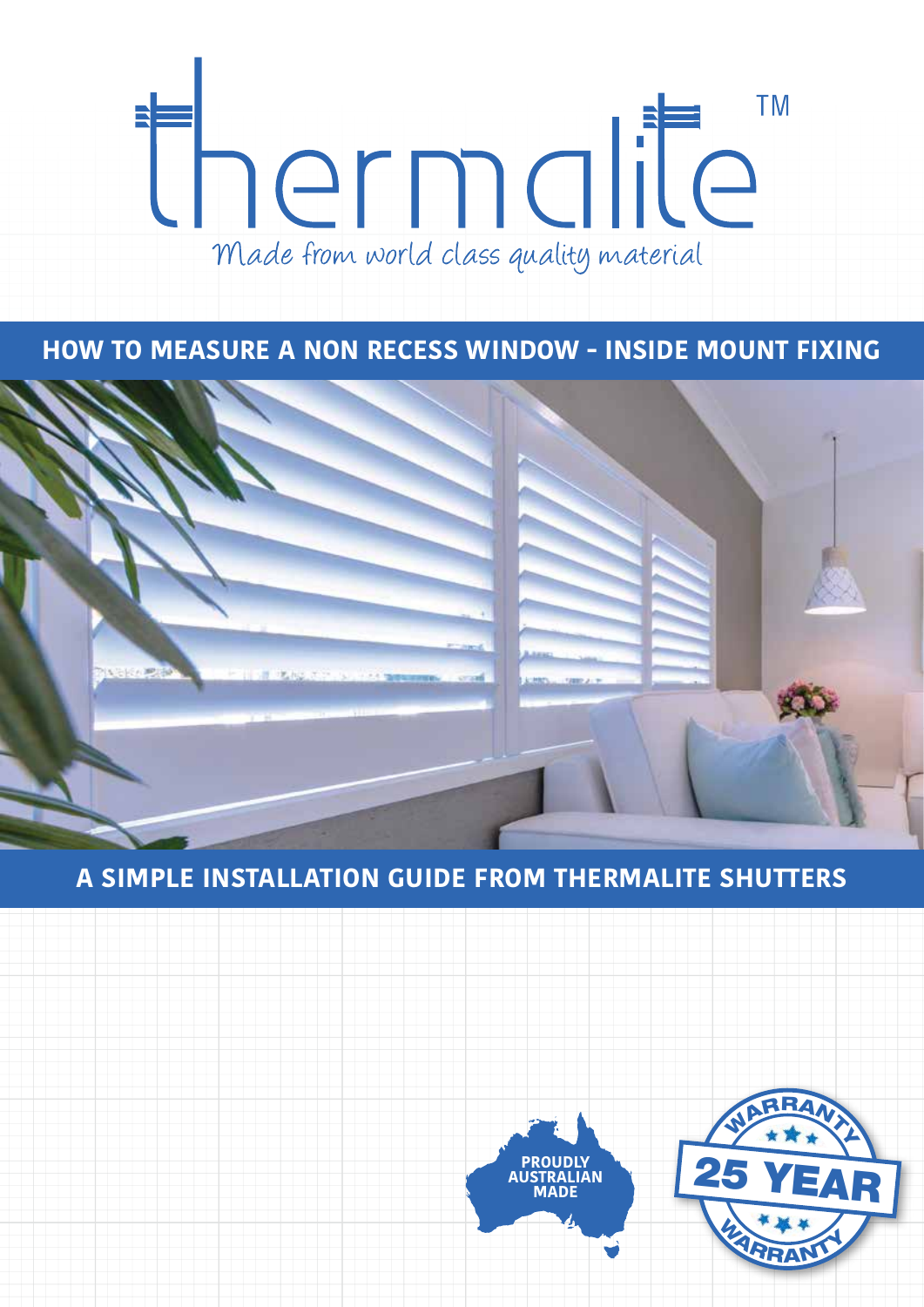# thermalite™

*Made from world class quality material*

## HOW TO MEASURE A NON RECESS WINDOW - INSIDE MOUNT FIXING

## A SIMPLE INSTALLATION GUIDE FROM THERMALITE SHUTTERS

PROUDLY AUSTRALIAN MADE

WARRANTY 25 YEAR WARRANTY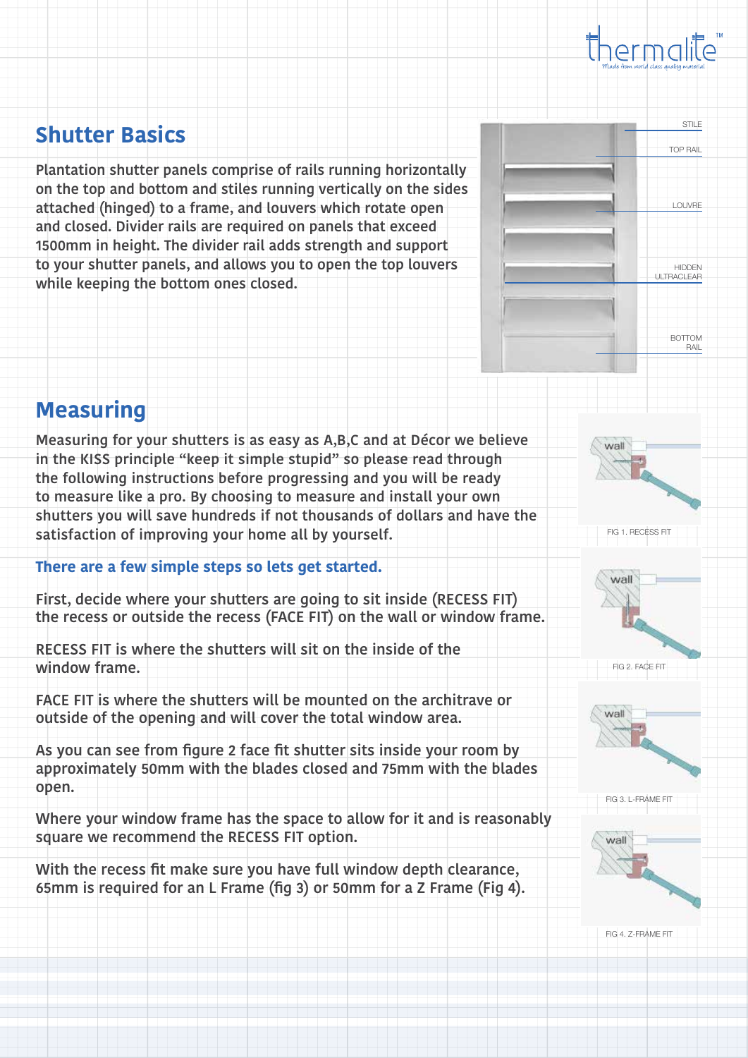## Shutter Basics

Plantation shutter panels comprise of rails running horizontally on the top and bottom and stiles running vertically on the sides attached (hinged) to a frame, and louvers which rotate open and closed. Divider rails are required on panels that exceed 1500mm in height. The divider rail adds strength and support to your shutter panels, and allows you to open the top louvers while keeping the bottom ones closed.

STILE

TOP RAIL

LOUVRE

HIDDEN ULTRACLEAR

BOTTOM RAIL

## Measuring

Measuring for your shutters is as easy as A,B,C and at Décor we believe in the KISS principle "keep it simple stupid" so please read through the following instructions before progressing and you will be ready to measure like a pro. By choosing to measure and install your own shutters you will save hundreds if not thousands of dollars and have the satisfaction of improving your home all by yourself.

### There are a few simple steps so lets get started.

First, decide where your shutters are going to sit inside (RECESS FIT) the recess or outside the recess (FACE FIT) on the wall or window frame.

RECESS FIT is where the shutters will sit on the inside of the window frame.

FACE FIT is where the shutters will be mounted on the architrave or outside of the opening and will cover the total window area.

As you can see from figure 2 face fit shutter sits inside your room by approximately 50mm with the blades closed and 75mm with the blades open.

Where your window frame has the space to allow for it and is reasonably square we recommend the RECESS FIT option.

With the recess fit make sure you have full window depth clearance, 65mm is required for an L Frame (fig 3) or 50mm for a Z Frame (Fig 4).

FIG 1. RECESS FIT

FIG 2. FACE FIT

FIG 3. L-FRAME FIT

FIG 4. Z-FRAME FIT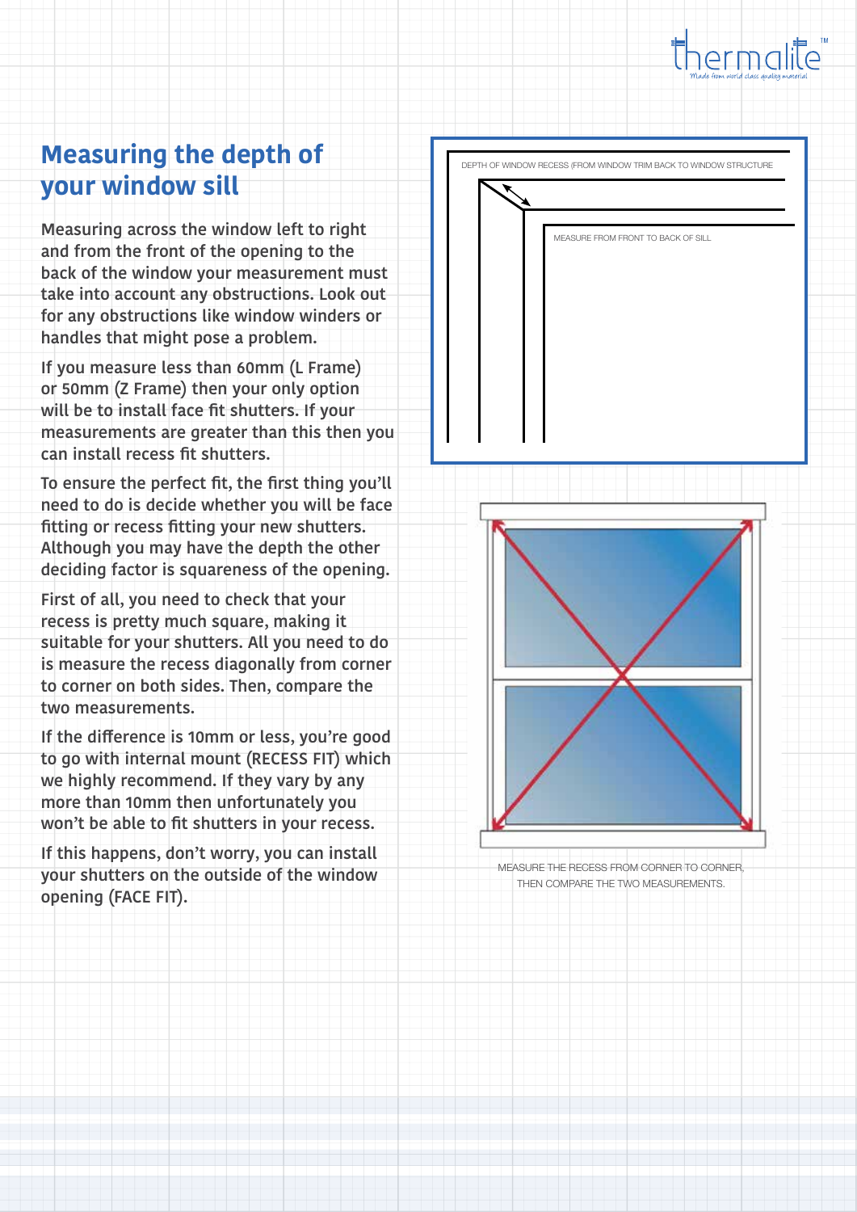## Measuring the depth of your window sill

Measuring across the window left to right and from the front of the opening to the back of the window your measurement must take into account any obstructions. Look out for any obstructions like window winders or handles that might pose a problem.

If you measure less than 60mm (L Frame) or 50mm (Z Frame) then your only option will be to install face fit shutters. If your measurements are greater than this then you can install recess fit shutters.

To ensure the perfect fit, the first thing you'll need to do is decide whether you will be face fitting or recess fitting your new shutters. Although you may have the depth the other deciding factor is squareness of the opening.

First of all, you need to check that your recess is pretty much square, making it suitable for your shutters. All you need to do is measure the recess diagonally from corner to corner on both sides. Then, compare the two measurements.

If the difference is 10mm or less, you're good to go with internal mount (RECESS FIT) which we highly recommend. If they vary by any more than 10mm then unfortunately you won't be able to fit shutters in your recess.

If this happens, don't worry, you can install your shutters on the outside of the window opening (FACE FIT).

DEPTH OF WINDOW RECESS (FROM WINDOW TRIM BACK TO WINDOW STRUCTURE

MEASURE FROM FRONT TO BACK OF SILL

MEASURE THE RECESS FROM CORNER TO CORNER, THEN COMPARE THE TWO MEASUREMENTS.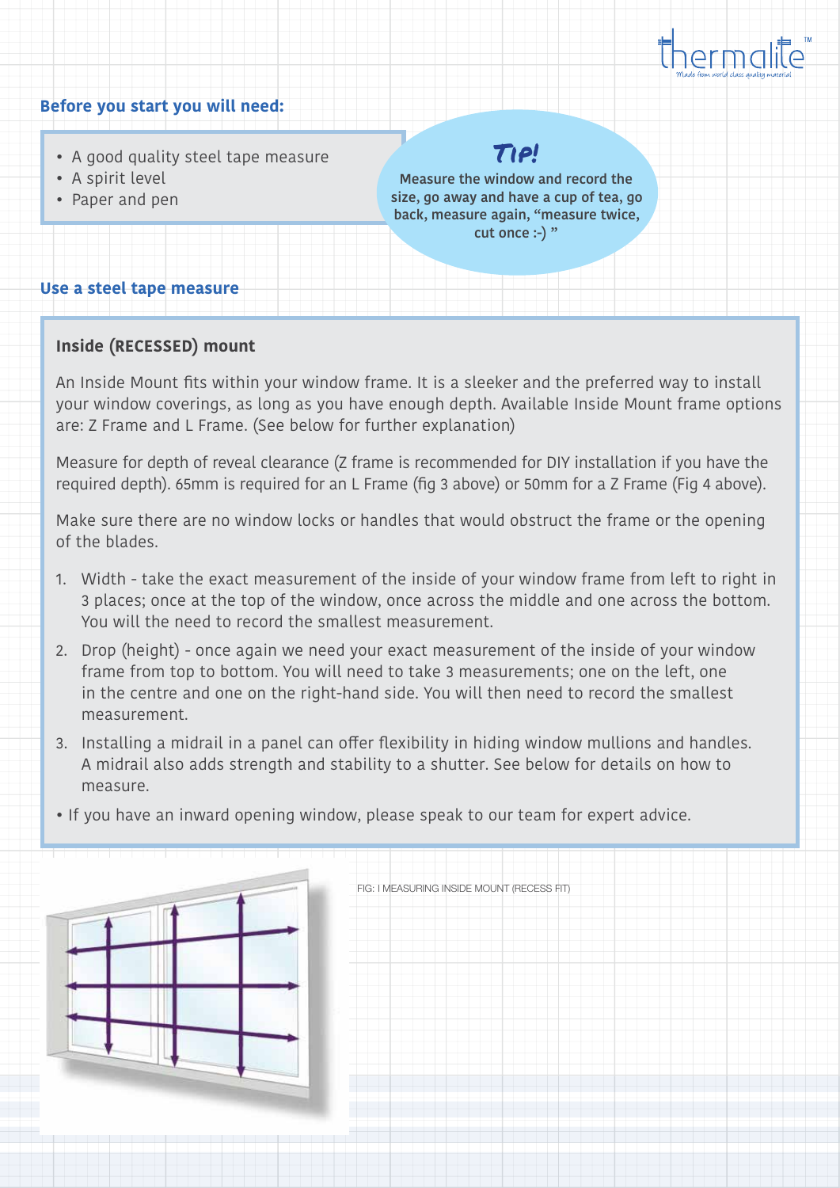## Before you start you will need:

- A good quality steel tape measure
- A spirit level
- Paper and pen

**Tip!**

**Measure the window and record the size, go away and have a cup of tea, go back, measure again, "measure twice, cut once :-) "**

## Use a steel tape measure

### Inside (RECESSED) mount

An Inside Mount fits within your window frame. It is a sleeker and the preferred way to install your window coverings, as long as you have enough depth. Available Inside Mount frame options are: Z Frame and L Frame. (See below for further explanation)

Measure for depth of reveal clearance (Z frame is recommended for DIY installation if you have the required depth). 65mm is required for an L Frame (fig 3 above) or 50mm for a Z Frame (Fig 4 above).

Make sure there are no window locks or handles that would obstruct the frame or the opening of the blades.

1. Width - take the exact measurement of the inside of your window frame from left to right in 3 places; once at the top of the window, once across the middle and one across the bottom. You will the need to record the smallest measurement.
2. Drop (height) - once again we need your exact measurement of the inside of your window frame from top to bottom. You will need to take 3 measurements; one on the left, one in the centre and one on the right-hand side. You will then need to record the smallest measurement.
3. Installing a midrail in a panel can offer flexibility in hiding window mullions and handles. A midrail also adds strength and stability to a shutter. See below for details on how to measure.

- If you have an inward opening window, please speak to our team for expert advice.

FIG: I MEASURING INSIDE MOUNT (RECESS FIT)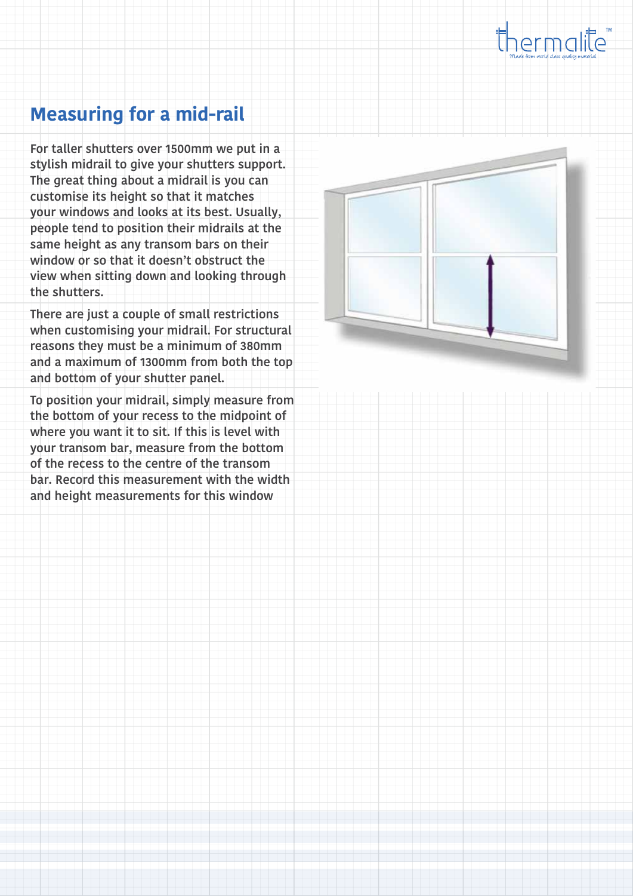## Measuring for a mid-rail

For taller shutters over 1500mm we put in a stylish midrail to give your shutters support. The great thing about a midrail is you can customise its height so that it matches your windows and looks at its best. Usually, people tend to position their midrails at the same height as any transom bars on their window or so that it doesn't obstruct the view when sitting down and looking through the shutters.

There are just a couple of small restrictions when customising your midrail. For structural reasons they must be a minimum of 380mm and a maximum of 1300mm from both the top and bottom of your shutter panel.

To position your midrail, simply measure from the bottom of your recess to the midpoint of where you want it to sit. If this is level with your transom bar, measure from the bottom of the recess to the centre of the transom bar. Record this measurement with the width and height measurements for this window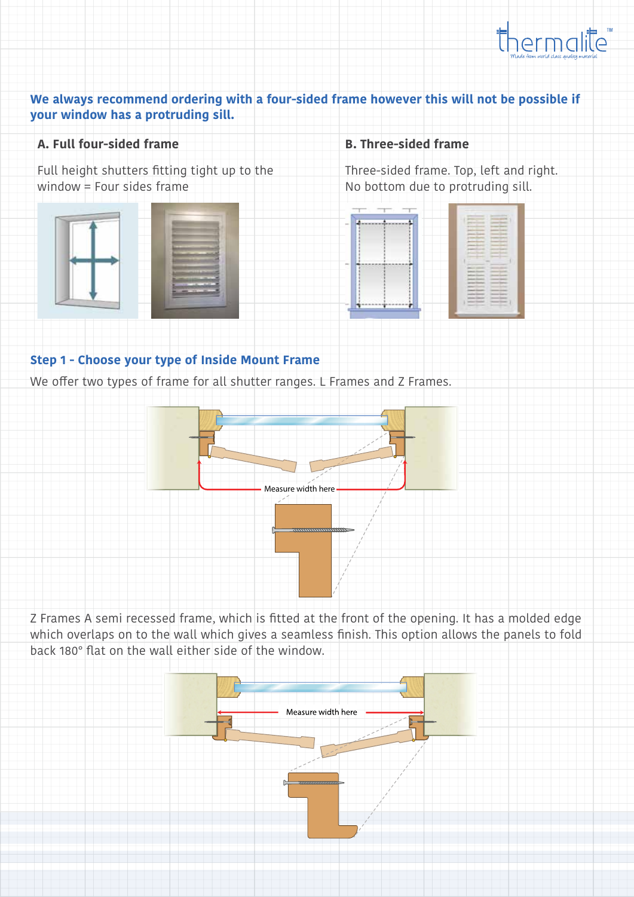**We always recommend ordering with a four-sided frame however this will not be possible if your window has a protruding sill.**

**A. Full four-sided frame**

Full height shutters fitting tight up to the window = Four sides frame

**B. Three-sided frame**

Three-sided frame. Top, left and right. No bottom due to protruding sill.

## Step 1 - Choose your type of Inside Mount Frame

We offer two types of frame for all shutter ranges. L Frames and Z Frames.

Measure width here

Z Frames A semi recessed frame, which is fitted at the front of the opening. It has a molded edge which overlaps on to the wall which gives a seamless finish. This option allows the panels to fold back 180° flat on the wall either side of the window.

Measure width here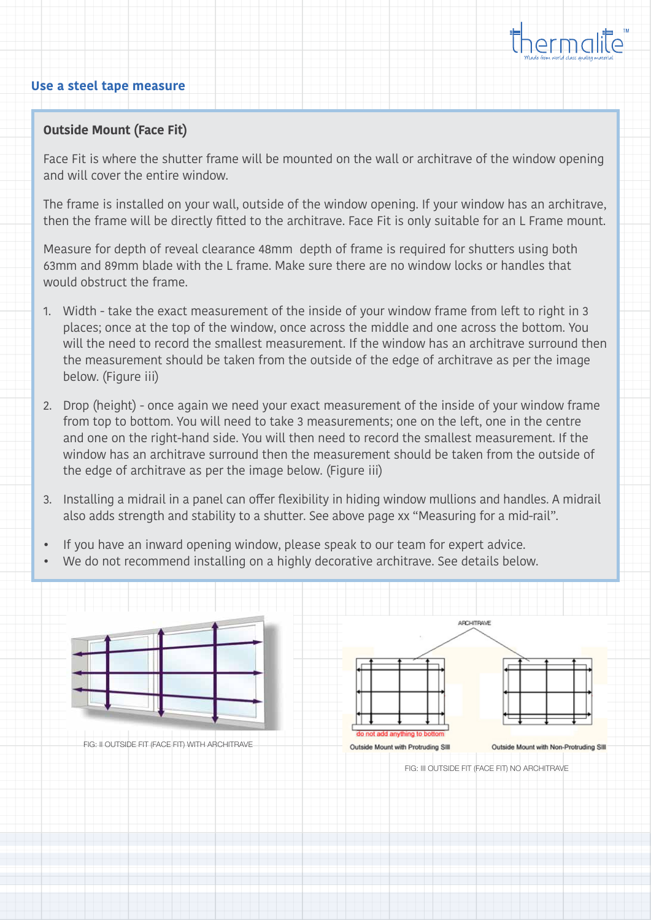## Use a steel tape measure

### Outside Mount (Face Fit)

Face Fit is where the shutter frame will be mounted on the wall or architrave of the window opening and will cover the entire window.

The frame is installed on your wall, outside of the window opening. If your window has an architrave, then the frame will be directly fitted to the architrave. Face Fit is only suitable for an L Frame mount.

Measure for depth of reveal clearance 48mm depth of frame is required for shutters using both 63mm and 89mm blade with the L frame. Make sure there are no window locks or handles that would obstruct the frame.

1. Width - take the exact measurement of the inside of your window frame from left to right in 3 places; once at the top of the window, once across the middle and one across the bottom. You will the need to record the smallest measurement. If the window has an architrave surround then the measurement should be taken from the outside of the edge of architrave as per the image below. (Figure iii)
2. Drop (height) - once again we need your exact measurement of the inside of your window frame from top to bottom. You will need to take 3 measurements; one on the left, one in the centre and one on the right-hand side. You will then need to record the smallest measurement. If the window has an architrave surround then the measurement should be taken from the outside of the edge of architrave as per the image below. (Figure iii)
3. Installing a midrail in a panel can offer flexibility in hiding window mullions and handles. A midrail also adds strength and stability to a shutter. See above page xx "Measuring for a mid-rail".

- If you have an inward opening window, please speak to our team for expert advice.
- We do not recommend installing on a highly decorative architrave. See details below.

FIG: II OUTSIDE FIT (FACE FIT) WITH ARCHITRAVE

ARCHITRAVE

do not add anything to bottom

Outside Mount with Protruding Sill

Outside Mount with Non-Protruding Sill

FIG: III OUTSIDE FIT (FACE FIT) NO ARCHITRAVE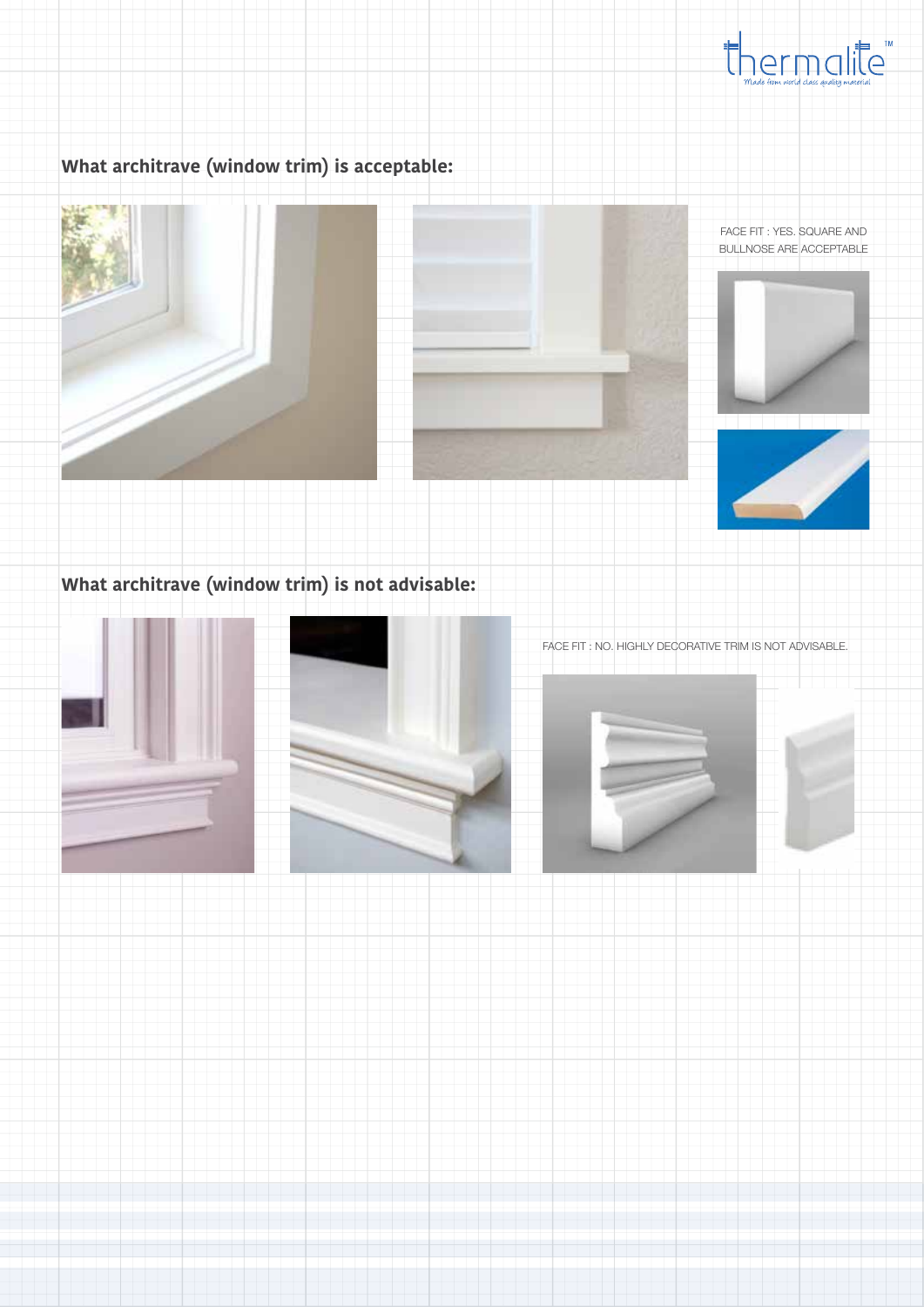## What architrave (window trim) is acceptable:

FACE FIT : YES. SQUARE AND BULLNOSE ARE ACCEPTABLE

## What architrave (window trim) is not advisable:

FACE FIT : NO. HIGHLY DECORATIVE TRIM IS NOT ADVISABLE.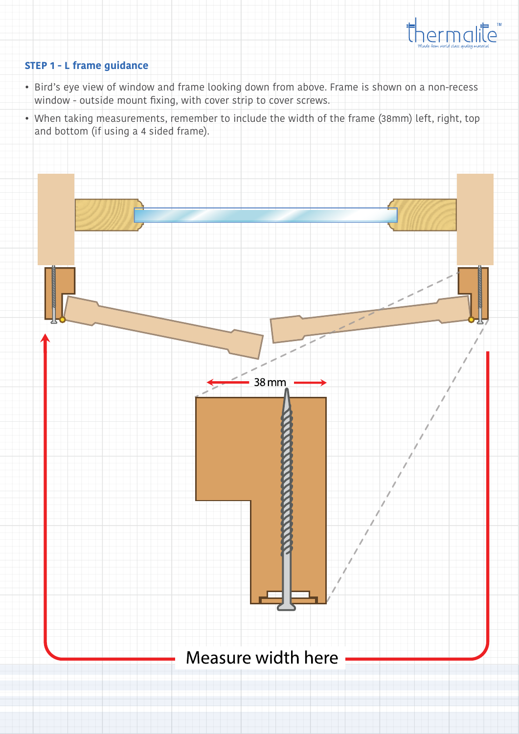### STEP 1 - L frame guidance

- Bird's eye view of window and frame looking down from above. Frame is shown on a non-recess window - outside mount fixing, with cover strip to cover screws.
- When taking measurements, remember to include the width of the frame (38mm) left, right, top and bottom (if using a 4 sided frame).

38 mm

Measure width here